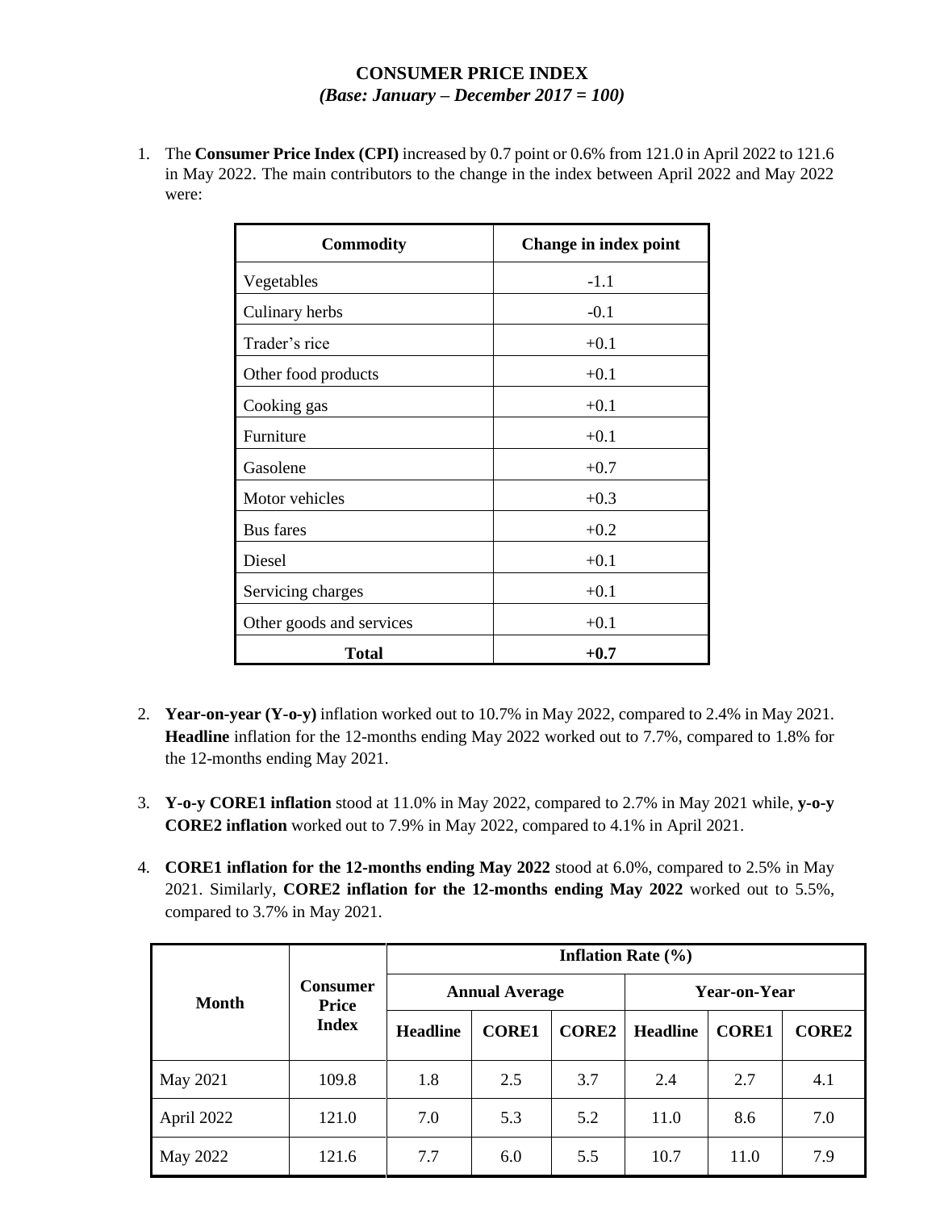# CONSUMER PRICE INDEX

***(Base: January – December 2017 = 100)***

1. The **Consumer Price Index (CPI)** increased by 0.7 point or 0.6% from 121.0 in April 2022 to 121.6 in May 2022. The main contributors to the change in the index between April 2022 and May 2022 were:

| Commodity | Change in index point |
|---|---|
| Vegetables | -1.1 |
| Culinary herbs | -0.1 |
| Trader's rice | +0.1 |
| Other food products | +0.1 |
| Cooking gas | +0.1 |
| Furniture | +0.1 |
| Gasolene | +0.7 |
| Motor vehicles | +0.3 |
| Bus fares | +0.2 |
| Diesel | +0.1 |
| Servicing charges | +0.1 |
| Other goods and services | +0.1 |
| **Total** | **+0.7** |

2. **Year-on-year (Y-o-y)** inflation worked out to 10.7% in May 2022, compared to 2.4% in May 2021. **Headline** inflation for the 12-months ending May 2022 worked out to 7.7%, compared to 1.8% for the 12-months ending May 2021.

3. **Y-o-y CORE1 inflation** stood at 11.0% in May 2022, compared to 2.7% in May 2021 while, **y-o-y CORE2 inflation** worked out to 7.9% in May 2022, compared to 4.1% in April 2021.

4. **CORE1 inflation for the 12-months ending May 2022** stood at 6.0%, compared to 2.5% in May 2021. Similarly, **CORE2 inflation for the 12-months ending May 2022** worked out to 5.5%, compared to 3.7% in May 2021.

| Month | Consumer Price Index | Inflation Rate (%) | | | | | |
|---|---|---|---|---|---|---|---|
| | | Annual Average | | | Year-on-Year | | |
| | | Headline | CORE1 | CORE2 | Headline | CORE1 | CORE2 |
| May 2021 | 109.8 | 1.8 | 2.5 | 3.7 | 2.4 | 2.7 | 4.1 |
| April 2022 | 121.0 | 7.0 | 5.3 | 5.2 | 11.0 | 8.6 | 7.0 |
| May 2022 | 121.6 | 7.7 | 6.0 | 5.5 | 10.7 | 11.0 | 7.9 |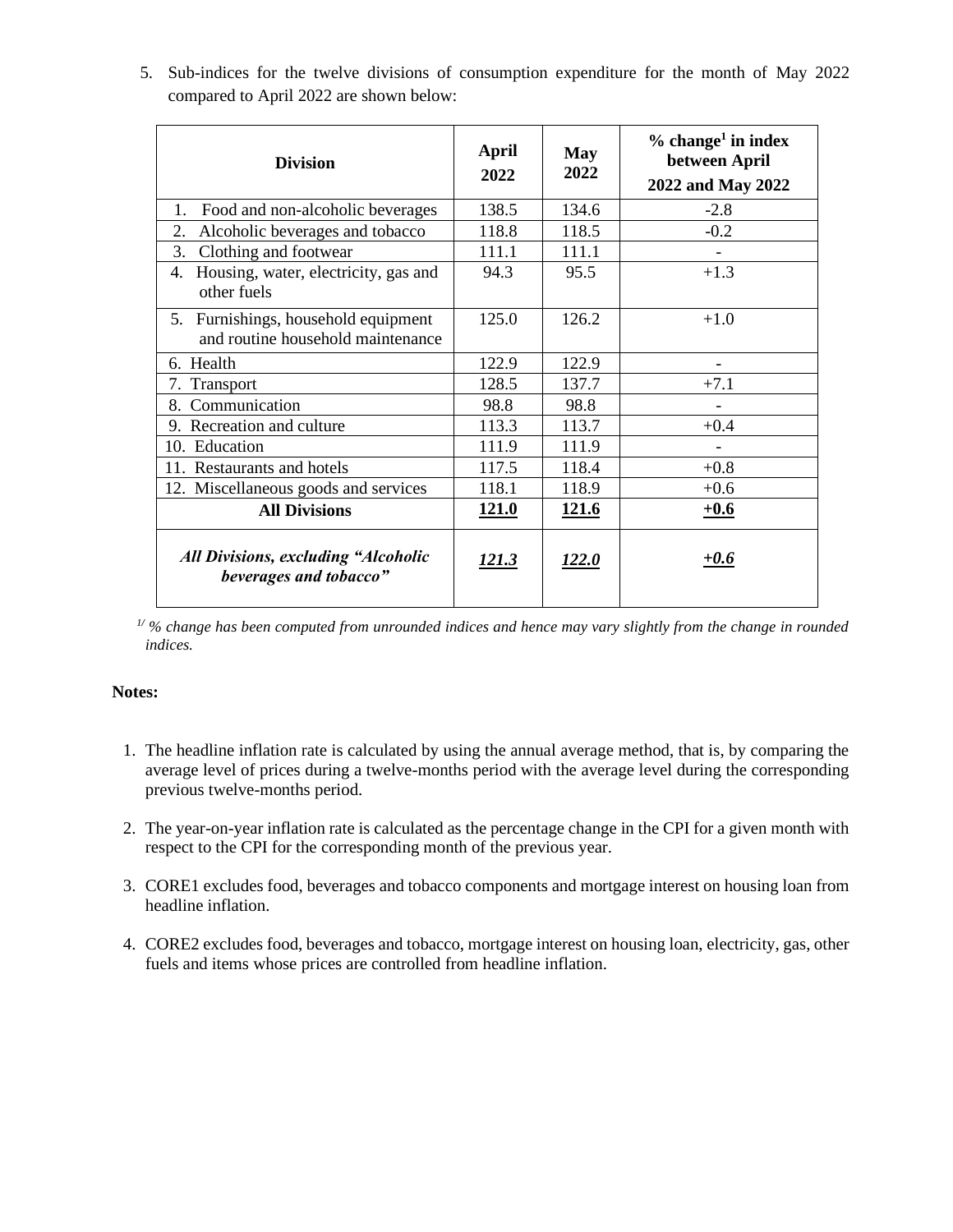5. Sub-indices for the twelve divisions of consumption expenditure for the month of May 2022 compared to April 2022 are shown below:

| Division | April 2022 | May 2022 | % change[1] in index between April 2022 and May 2022 |
|---|---|---|---|
| 1. Food and non-alcoholic beverages | 138.5 | 134.6 | -2.8 |
| 2. Alcoholic beverages and tobacco | 118.8 | 118.5 | -0.2 |
| 3. Clothing and footwear | 111.1 | 111.1 | - |
| 4. Housing, water, electricity, gas and other fuels | 94.3 | 95.5 | +1.3 |
| 5. Furnishings, household equipment and routine household maintenance | 125.0 | 126.2 | +1.0 |
| 6. Health | 122.9 | 122.9 | - |
| 7. Transport | 128.5 | 137.7 | +7.1 |
| 8. Communication | 98.8 | 98.8 | - |
| 9. Recreation and culture | 113.3 | 113.7 | +0.4 |
| 10. Education | 111.9 | 111.9 | - |
| 11. Restaurants and hotels | 117.5 | 118.4 | +0.8 |
| 12. Miscellaneous goods and services | 118.1 | 118.9 | +0.6 |
| **All Divisions** | **121.0** | **121.6** | **+0.6** |
| ***All Divisions, excluding "Alcoholic beverages and tobacco"*** | ***121.3*** | ***122.0*** | ***+0.6*** |

*[1/] % change has been computed from unrounded indices and hence may vary slightly from the change in rounded indices.*

**Notes:**

1. The headline inflation rate is calculated by using the annual average method, that is, by comparing the average level of prices during a twelve-months period with the average level during the corresponding previous twelve-months period.

2. The year-on-year inflation rate is calculated as the percentage change in the CPI for a given month with respect to the CPI for the corresponding month of the previous year.

3. CORE1 excludes food, beverages and tobacco components and mortgage interest on housing loan from headline inflation.

4. CORE2 excludes food, beverages and tobacco, mortgage interest on housing loan, electricity, gas, other fuels and items whose prices are controlled from headline inflation.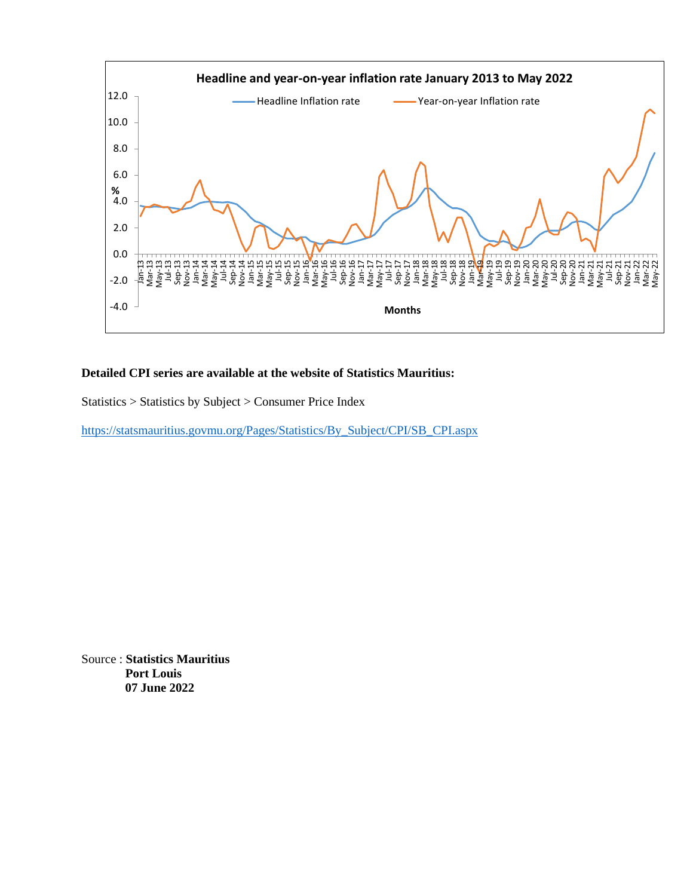**Headline and year-on-year inflation rate January 2013 to May 2022**

Headline Inflation rate

Year-on-year Inflation rate

%

12.0
10.0
8.0
6.0
4.0
2.0
0.0
-2.0
-4.0

Jan-13 Mar-13 May-13 Jul-13 Sep-13 Nov-13 Jan-14 Mar-14 May-14 Jul-14 Sep-14 Nov-14 Jan-15 Mar-15 May-15 Jul-15 Sep-15 Nov-15 Jan-16 Mar-16 May-16 Jul-16 Sep-16 Nov-16 Jan-17 Mar-17 May-17 Jul-17 Sep-17 Nov-17 Jan-18 Mar-18 May-18 Jul-18 Sep-18 Nov-18 Jan-19 Mar-19 May-19 Jul-19 Sep-19 Nov-19 Jan-20 Mar-20 May-20 Jul-20 Sep-20 Nov-20 Jan-21 Mar-21 May-21 Jul-21 Sep-21 Nov-21 Jan-22 Mar-22 May-22

**Months**

**Detailed CPI series are available at the website of Statistics Mauritius:**

Statistics > Statistics by Subject > Consumer Price Index

https://statsmauritius.govmu.org/Pages/Statistics/By_Subject/CPI/SB_CPI.aspx

Source : **Statistics Mauritius**
**Port Louis**
**07 June 2022**